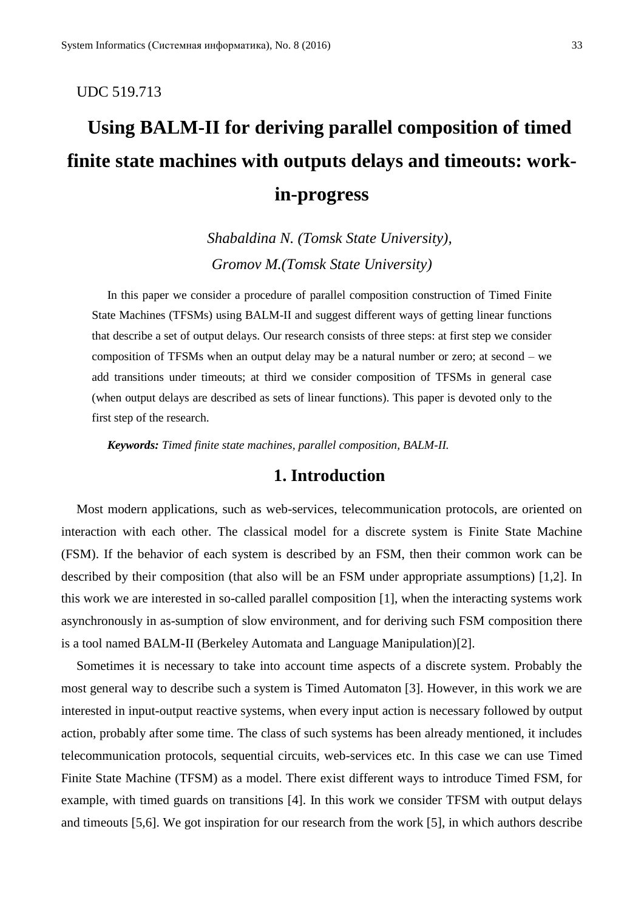UDC 519.713

# Using BALM-II for deriving parallel composition of timed finite state machines with outputs delays and timeouts: work-in-progress

*Shabaldina N. (Tomsk State University),*
*Gromov M.(Tomsk State University)*

In this paper we consider a procedure of parallel composition construction of Timed Finite State Machines (TFSMs) using BALM-II and suggest different ways of getting linear functions that describe a set of output delays. Our research consists of three steps: at first step we consider composition of TFSMs when an output delay may be a natural number or zero; at second – we add transitions under timeouts; at third we consider composition of TFSMs in general case (when output delays are described as sets of linear functions). This paper is devoted only to the first step of the research.

***Keywords:*** *Timed finite state machines, parallel composition, BALM-II.*

## 1. Introduction

Most modern applications, such as web-services, telecommunication protocols, are oriented on interaction with each other. The classical model for a discrete system is Finite State Machine (FSM). If the behavior of each system is described by an FSM, then their common work can be described by their composition (that also will be an FSM under appropriate assumptions) [1,2]. In this work we are interested in so-called parallel composition [1], when the interacting systems work asynchronously in as-sumption of slow environment, and for deriving such FSM composition there is a tool named BALM-II (Berkeley Automata and Language Manipulation)[2].

Sometimes it is necessary to take into account time aspects of a discrete system. Probably the most general way to describe such a system is Timed Automaton [3]. However, in this work we are interested in input-output reactive systems, when every input action is necessary followed by output action, probably after some time. The class of such systems has been already mentioned, it includes telecommunication protocols, sequential circuits, web-services etc. In this case we can use Timed Finite State Machine (TFSM) as a model. There exist different ways to introduce Timed FSM, for example, with timed guards on transitions [4]. In this work we consider TFSM with output delays and timeouts [5,6]. We got inspiration for our research from the work [5], in which authors describe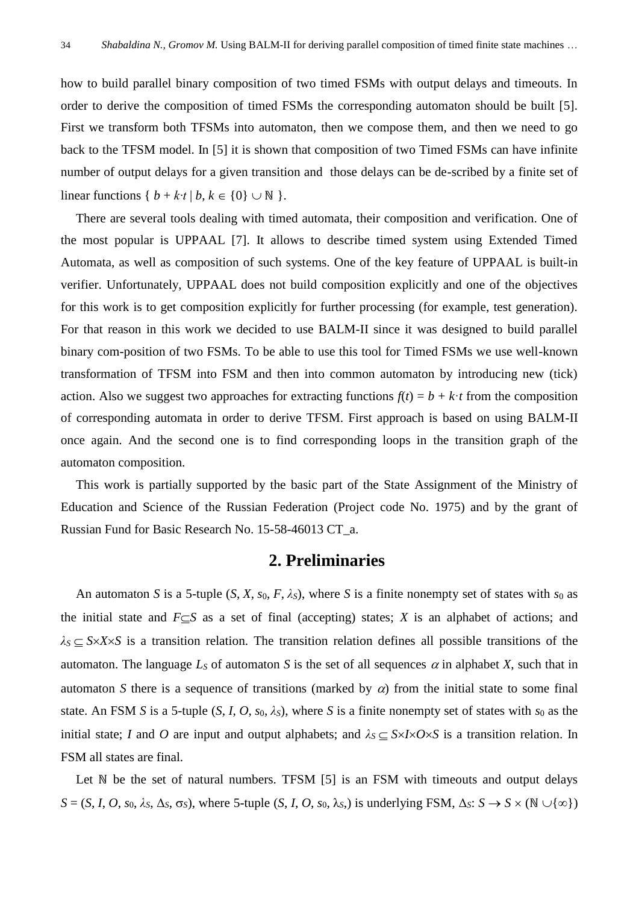how to build parallel binary composition of two timed FSMs with output delays and timeouts. In order to derive the composition of timed FSMs the corresponding automaton should be built [5]. First we transform both TFSMs into automaton, then we compose them, and then we need to go back to the TFSM model. In [5] it is shown that composition of two Timed FSMs can have infinite number of output delays for a given transition and those delays can be de-scribed by a finite set of linear functions $\{ b + k \cdot t \mid b, k \in \{0\} \cup \mathbb{N} \}$.

There are several tools dealing with timed automata, their composition and verification. One of the most popular is UPPAAL [7]. It allows to describe timed system using Extended Timed Automata, as well as composition of such systems. One of the key feature of UPPAAL is built-in verifier. Unfortunately, UPPAAL does not build composition explicitly and one of the objectives for this work is to get composition explicitly for further processing (for example, test generation). For that reason in this work we decided to use BALM-II since it was designed to build parallel binary com-position of two FSMs. To be able to use this tool for Timed FSMs we use well-known transformation of TFSM into FSM and then into common automaton by introducing new (tick) action. Also we suggest two approaches for extracting functions $f(t) = b + k \cdot t$ from the composition of corresponding automata in order to derive TFSM. First approach is based on using BALM-II once again. And the second one is to find corresponding loops in the transition graph of the automaton composition.

This work is partially supported by the basic part of the State Assignment of the Ministry of Education and Science of the Russian Federation (Project code No. 1975) and by the grant of Russian Fund for Basic Research No. 15-58-46013 CT_a.

## 2. Preliminaries

An automaton *S* is a 5-tuple $(S, X, s_0, F, \lambda_S)$, where *S* is a finite nonempty set of states with $s_0$ as the initial state and $F \subseteq S$ as a set of final (accepting) states; *X* is an alphabet of actions; and $\lambda_S \subseteq S \times X \times S$ is a transition relation. The transition relation defines all possible transitions of the automaton. The language $L_S$ of automaton *S* is the set of all sequences $\alpha$ in alphabet *X*, such that in automaton *S* there is a sequence of transitions (marked by $\alpha$) from the initial state to some final state. An FSM *S* is a 5-tuple $(S, I, O, s_0, \lambda_S)$, where *S* is a finite nonempty set of states with $s_0$ as the initial state; *I* and *O* are input and output alphabets; and $\lambda_S \subseteq S \times I \times O \times S$ is a transition relation. In FSM all states are final.

Let $\mathbb{N}$ be the set of natural numbers. TFSM [5] is an FSM with timeouts and output delays $S = (S, I, O, s_0, \lambda_S, \Delta_S, \sigma_S)$, where 5-tuple $(S, I, O, s_0, \lambda_S)$ is underlying FSM, $\Delta_S$: $S \rightarrow S \times (\mathbb{N} \cup \{\infty\})$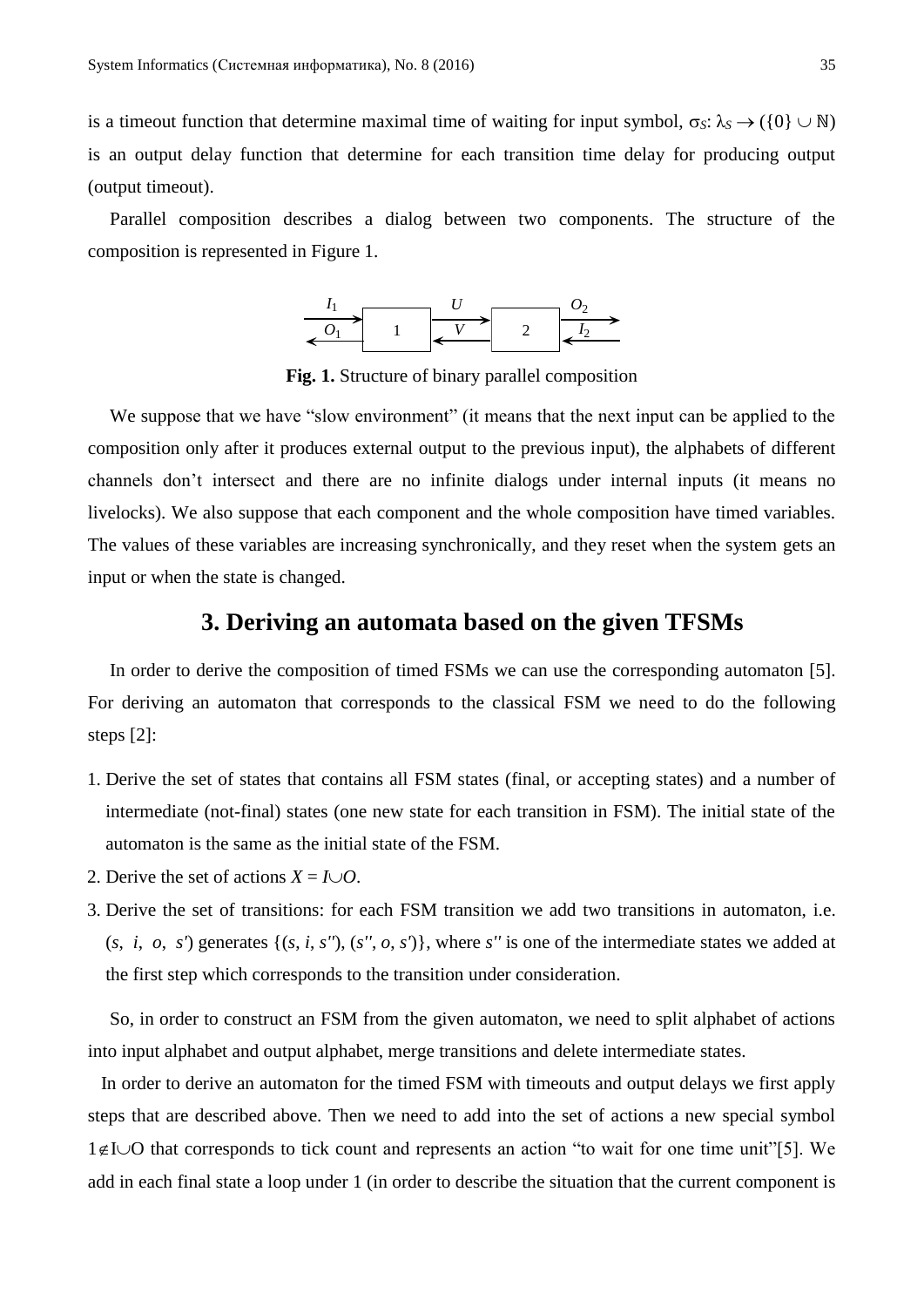is a timeout function that determine maximal time of waiting for input symbol, $\sigma_S$: $\lambda_S \rightarrow (\{0\} \cup \mathbb{N})$ is an output delay function that determine for each transition time delay for producing output (output timeout).

Parallel composition describes a dialog between two components. The structure of the composition is represented in Figure 1.

**Fig. 1.** Structure of binary parallel composition

We suppose that we have "slow environment" (it means that the next input can be applied to the composition only after it produces external output to the previous input), the alphabets of different channels don't intersect and there are no infinite dialogs under internal inputs (it means no livelocks). We also suppose that each component and the whole composition have timed variables. The values of these variables are increasing synchronically, and they reset when the system gets an input or when the state is changed.

## 3. Deriving an automata based on the given TFSMs

In order to derive the composition of timed FSMs we can use the corresponding automaton [5]. For deriving an automaton that corresponds to the classical FSM we need to do the following steps [2]:

1. Derive the set of states that contains all FSM states (final, or accepting states) and a number of intermediate (not-final) states (one new state for each transition in FSM). The initial state of the automaton is the same as the initial state of the FSM.
2. Derive the set of actions $X = I \cup O$.
3. Derive the set of transitions: for each FSM transition we add two transitions in automaton, i.e. $(s, i, o, s')$ generates $\{(s, i, s''), (s'', o, s')\}$, where $s''$ is one of the intermediate states we added at the first step which corresponds to the transition under consideration.

So, in order to construct an FSM from the given automaton, we need to split alphabet of actions into input alphabet and output alphabet, merge transitions and delete intermediate states.

In order to derive an automaton for the timed FSM with timeouts and output delays we first apply steps that are described above. Then we need to add into the set of actions a new special symbol $1 \notin I \cup O$ that corresponds to tick count and represents an action "to wait for one time unit"[5]. We add in each final state a loop under 1 (in order to describe the situation that the current component is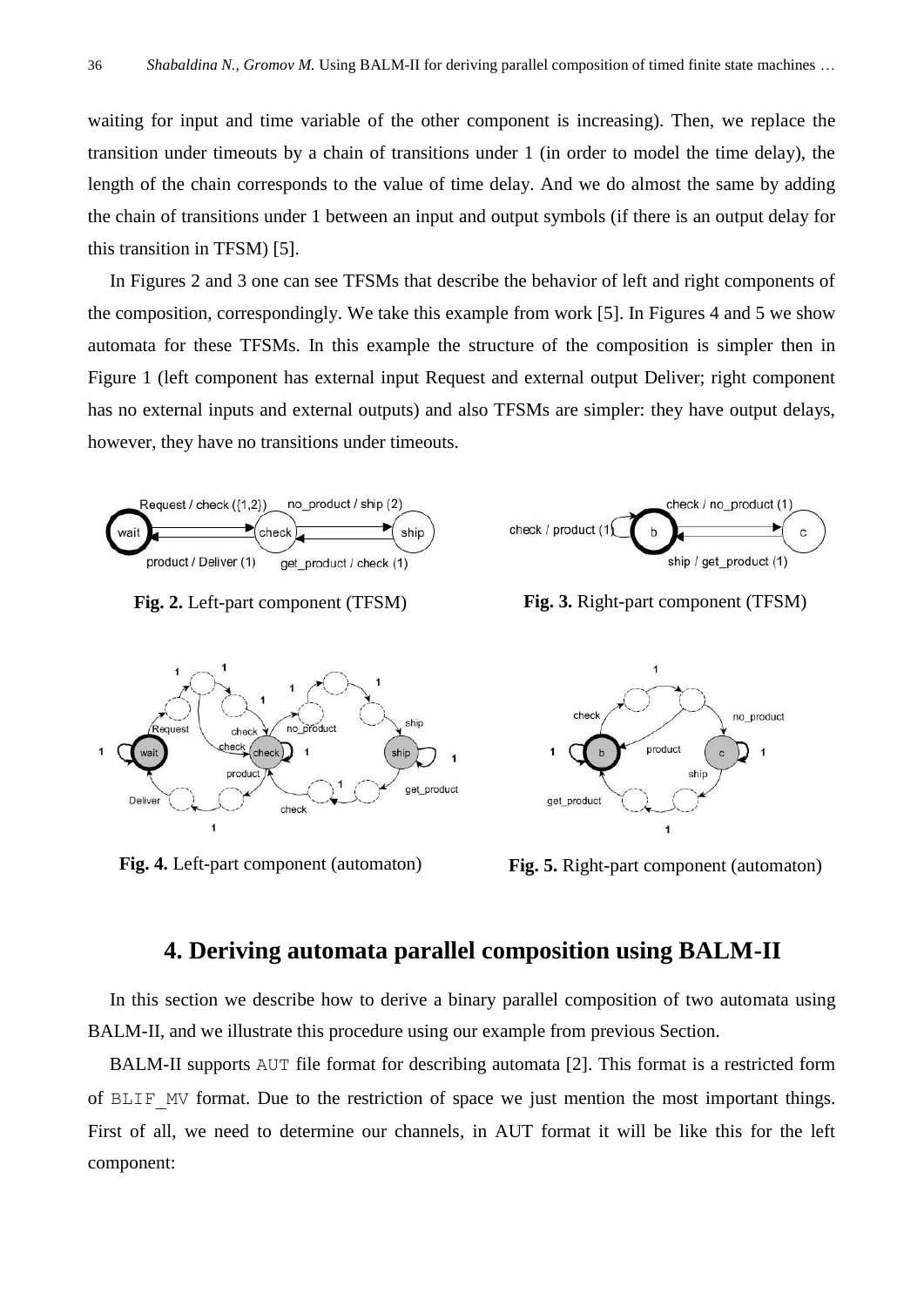waiting for input and time variable of the other component is increasing). Then, we replace the transition under timeouts by a chain of transitions under 1 (in order to model the time delay), the length of the chain corresponds to the value of time delay. And we do almost the same by adding the chain of transitions under 1 between an input and output symbols (if there is an output delay for this transition in TFSM) [5].

In Figures 2 and 3 one can see TFSMs that describe the behavior of left and right components of the composition, correspondingly. We take this example from work [5]. In Figures 4 and 5 we show automata for these TFSMs. In this example the structure of the composition is simpler then in Figure 1 (left component has external input Request and external output Deliver; right component has no external inputs and external outputs) and also TFSMs are simpler: they have output delays, however, they have no transitions under timeouts.

**Fig. 2.** Left-part component (TFSM)

**Fig. 3.** Right-part component (TFSM)

**Fig. 4.** Left-part component (automaton)

**Fig. 5.** Right-part component (automaton)

## 4. Deriving automata parallel composition using BALM-II

In this section we describe how to derive a binary parallel composition of two automata using BALM-II, and we illustrate this procedure using our example from previous Section.

BALM-II supports `AUT` file format for describing automata [2]. This format is a restricted form of `BLIF_MV` format. Due to the restriction of space we just mention the most important things. First of all, we need to determine our channels, in AUT format it will be like this for the left component: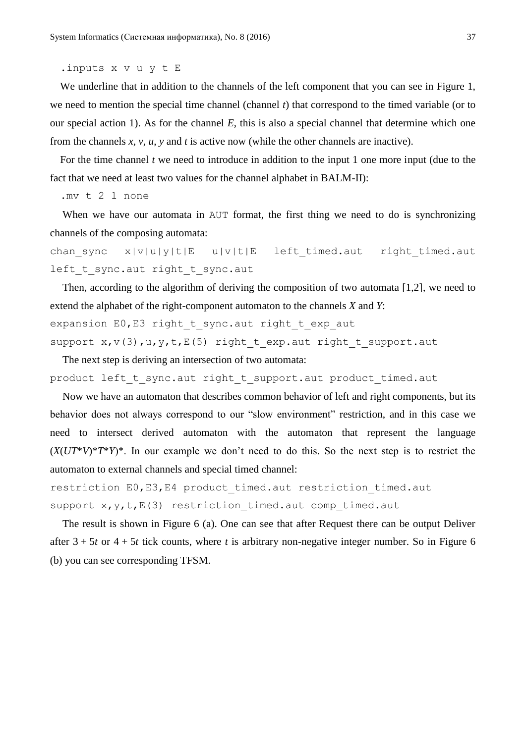```
.inputs x v u y t E
```

We underline that in addition to the channels of the left component that you can see in Figure 1, we need to mention the special time channel (channel *t*) that correspond to the timed variable (or to our special action 1). As for the channel *E*, this is also a special channel that determine which one from the channels *x*, *v*, *u*, *y* and *t* is active now (while the other channels are inactive).

For the time channel *t* we need to introduce in addition to the input 1 one more input (due to the fact that we need at least two values for the channel alphabet in BALM-II):

```
.mv t 2 1 none
```

When we have our automata in `AUT` format, the first thing we need to do is synchronizing channels of the composing automata:

```
chan_sync x|v|u|y|t|E u|v|t|E left_timed.aut right_timed.aut left_t_sync.aut right_t_sync.aut
```

Then, according to the algorithm of deriving the composition of two automata [1,2], we need to extend the alphabet of the right-component automaton to the channels *X* and *Y*:

```
expansion E0,E3 right_t_sync.aut right_t_exp_aut
support x,v(3),u,y,t,E(5) right_t_exp.aut right_t_support.aut
```

The next step is deriving an intersection of two automata:

```
product left_t_sync.aut right_t_support.aut product_timed.aut
```

Now we have an automaton that describes common behavior of left and right components, but its behavior does not always correspond to our "slow environment" restriction, and in this case we need to intersect derived automaton with the automaton that represent the language $(X(UT^*V)^*T^*Y)^*$. In our example we don't need to do this. So the next step is to restrict the automaton to external channels and special timed channel:

```
restriction E0,E3,E4 product_timed.aut restriction_timed.aut
support x,y,t,E(3) restriction_timed.aut comp_timed.aut
```

The result is shown in Figure 6 (a). One can see that after Request there can be output Deliver after $3 + 5t$ or $4 + 5t$ tick counts, where $t$ is arbitrary non-negative integer number. So in Figure 6 (b) you can see corresponding TFSM.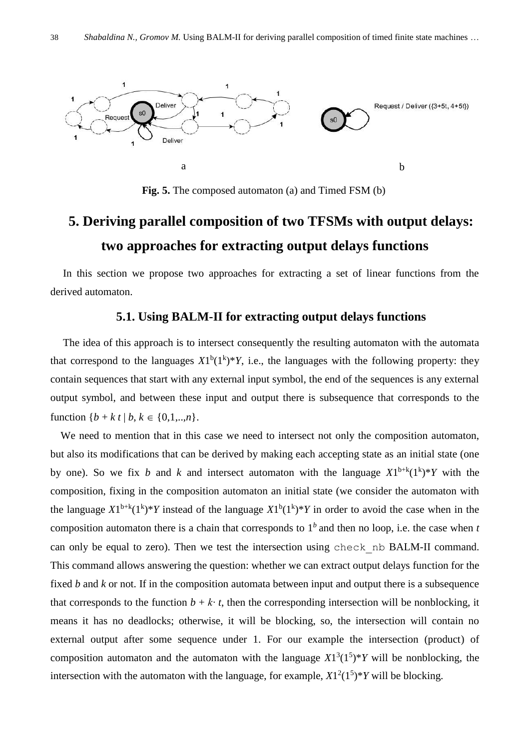**Fig. 5.** The composed automaton (a) and Timed FSM (b)

# 5. Deriving parallel composition of two TFSMs with output delays: two approaches for extracting output delays functions

In this section we propose two approaches for extracting a set of linear functions from the derived automaton.

## 5.1. Using BALM-II for extracting output delays functions

The idea of this approach is to intersect consequently the resulting automaton with the automata that correspond to the languages $X1^b(1^k)^*Y$, i.e., the languages with the following property: they contain sequences that start with any external input symbol, the end of the sequences is any external output symbol, and between these input and output there is subsequence that corresponds to the function $\{b + k\, t \mid b, k \in \{0,1,..,n\}$.

We need to mention that in this case we need to intersect not only the composition automaton, but also its modifications that can be derived by making each accepting state as an initial state (one by one). So we fix *b* and *k* and intersect automaton with the language $X1^{b+k}(1^k)^*Y$ with the composition, fixing in the composition automaton an initial state (we consider the automaton with the language $X1^{b+k}(1^k)^*Y$ instead of the language $X1^b(1^k)^*Y$ in order to avoid the case when in the composition automaton there is a chain that corresponds to $1^b$ and then no loop, i.e. the case when *t* can only be equal to zero). Then we test the intersection using `check_nb` BALM-II command. This command allows answering the question: whether we can extract output delays function for the fixed *b* and *k* or not. If in the composition automata between input and output there is a subsequence that corresponds to the function $b + k \cdot t$, then the corresponding intersection will be nonblocking, it means it has no deadlocks; otherwise, it will be blocking, so, the intersection will contain no external output after some sequence under 1. For our example the intersection (product) of composition automaton and the automaton with the language $X1^3(1^5)^*Y$ will be nonblocking, the intersection with the automaton with the language, for example, $X1^2(1^5)^*Y$ will be blocking.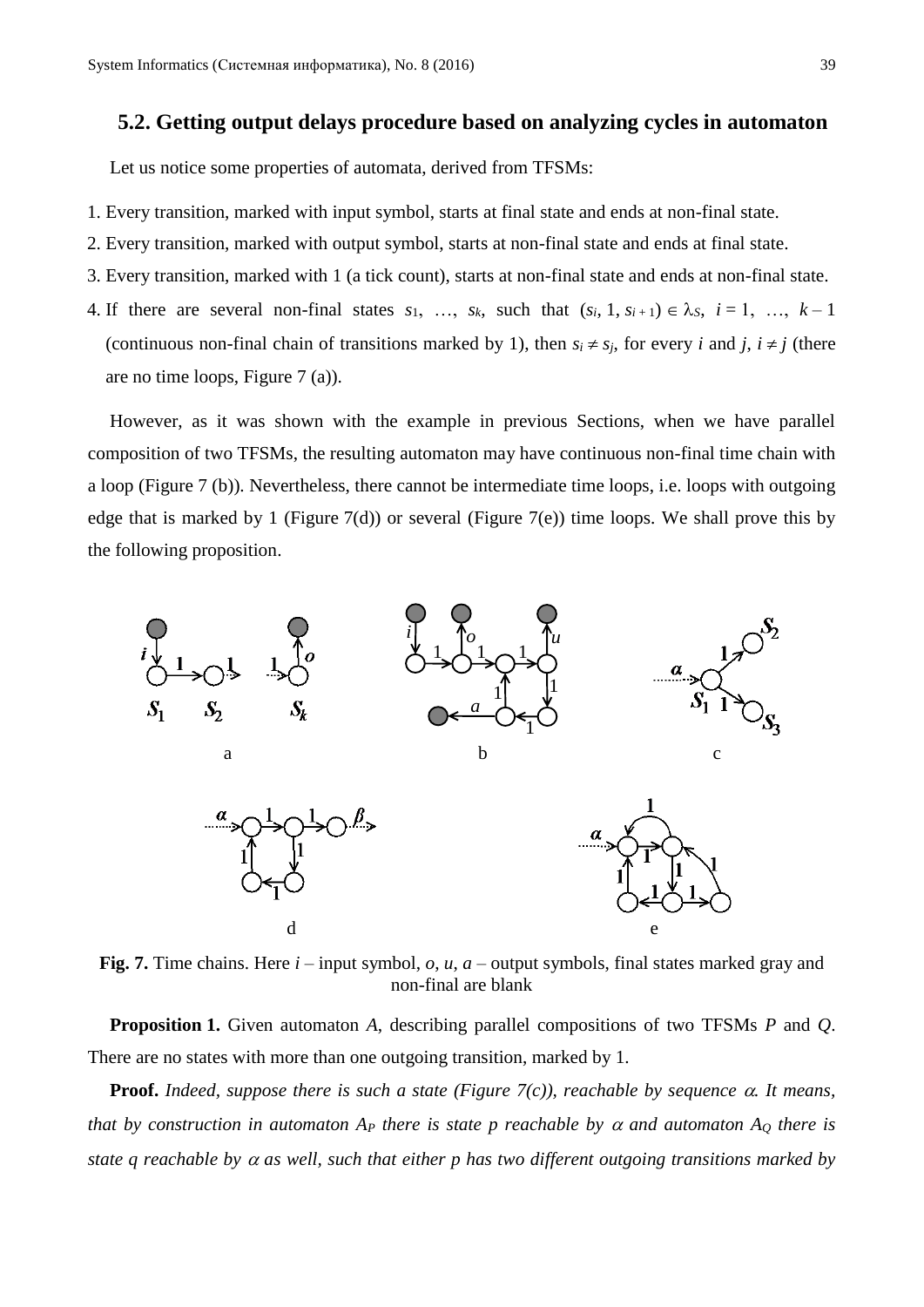### 5.2. Getting output delays procedure based on analyzing cycles in automaton

Let us notice some properties of automata, derived from TFSMs:

1. Every transition, marked with input symbol, starts at final state and ends at non-final state.
2. Every transition, marked with output symbol, starts at non-final state and ends at final state.
3. Every transition, marked with 1 (a tick count), starts at non-final state and ends at non-final state.
4. If there are several non-final states $s_1, \ldots, s_k$, such that $(s_i, 1, s_{i+1}) \in \lambda_S$, $i = 1, \ldots, k-1$ (continuous non-final chain of transitions marked by 1), then $s_i \neq s_j$, for every $i$ and $j$, $i \neq j$ (there are no time loops, Figure 7 (a)).

However, as it was shown with the example in previous Sections, when we have parallel composition of two TFSMs, the resulting automaton may have continuous non-final time chain with a loop (Figure 7 (b)). Nevertheless, there cannot be intermediate time loops, i.e. loops with outgoing edge that is marked by 1 (Figure 7(d)) or several (Figure 7(e)) time loops. We shall prove this by the following proposition.

**Fig. 7.** Time chains. Here $i$ – input symbol, $o$, $u$, $a$ – output symbols, final states marked gray and non-final are blank

**Proposition 1.** Given automaton $A$, describing parallel compositions of two TFSMs $P$ and $Q$. There are no states with more than one outgoing transition, marked by 1.

**Proof.** *Indeed, suppose there is such a state (Figure 7(c)), reachable by sequence $\alpha$. It means, that by construction in automaton $A_P$ there is state $p$ reachable by $\alpha$ and automaton $A_Q$ there is state $q$ reachable by $\alpha$ as well, such that either $p$ has two different outgoing transitions marked by*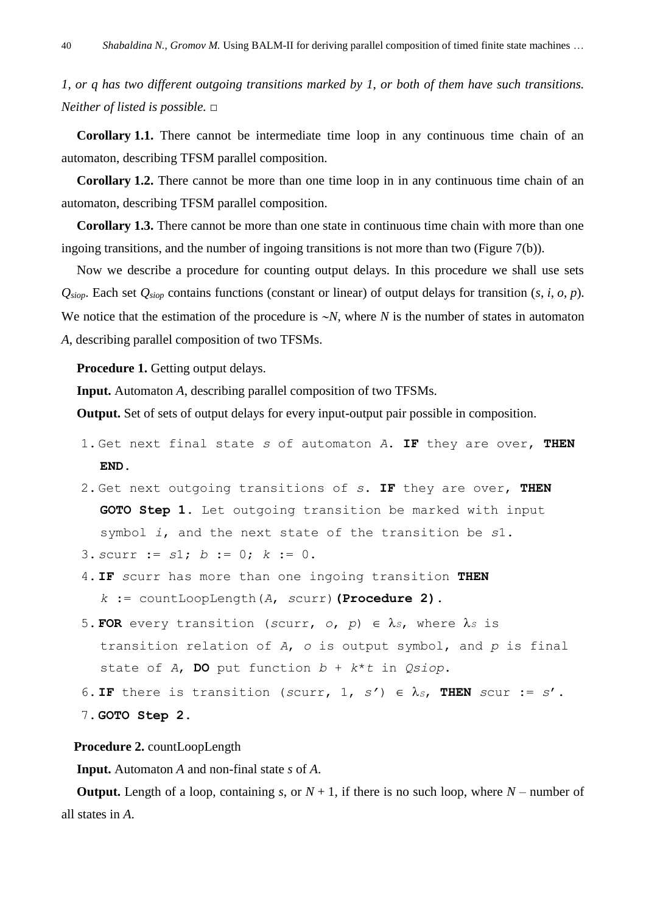*1, or q has two different outgoing transitions marked by 1, or both of them have such transitions. Neither of listed is possible.* □

**Corollary 1.1.** There cannot be intermediate time loop in any continuous time chain of an automaton, describing TFSM parallel composition.

**Corollary 1.2.** There cannot be more than one time loop in in any continuous time chain of an automaton, describing TFSM parallel composition.

**Corollary 1.3.** There cannot be more than one state in continuous time chain with more than one ingoing transitions, and the number of ingoing transitions is not more than two (Figure 7(b)).

Now we describe a procedure for counting output delays. In this procedure we shall use sets $Q_{siop}$. Each set $Q_{siop}$ contains functions (constant or linear) of output delays for transition ($s$, $i$, $o$, $p$). We notice that the estimation of the procedure is ~$N$, where $N$ is the number of states in automaton $A$, describing parallel composition of two TFSMs.

**Procedure 1.** Getting output delays.

**Input.** Automaton $A$, describing parallel composition of two TFSMs.

**Output.** Set of sets of output delays for every input-output pair possible in composition.

```
1. Get next final state s of automaton A. IF they are over, THEN
   END.
2. Get next outgoing transitions of s. IF they are over, THEN
   GOTO Step 1. Let outgoing transition be marked with input
   symbol i, and the next state of the transition be s1.
3. scurr := s1; b := 0; k := 0.
4. IF scurr has more than one ingoing transition THEN
   k := countLoopLength(A, scurr) (Procedure 2).
5. FOR every transition (scurr, o, p) ∈ λS, where λS is
   transition relation of A, o is output symbol, and p is final
   state of A, DO put function b + k*t in Qsiop.
6. IF there is transition (scurr, 1, s') ∈ λS, THEN scur := s'.
7. GOTO Step 2.
```

**Procedure 2.** countLoopLength

**Input.** Automaton $A$ and non-final state $s$ of $A$.

**Output.** Length of a loop, containing $s$, or $N + 1$, if there is no such loop, where $N$ – number of all states in $A$.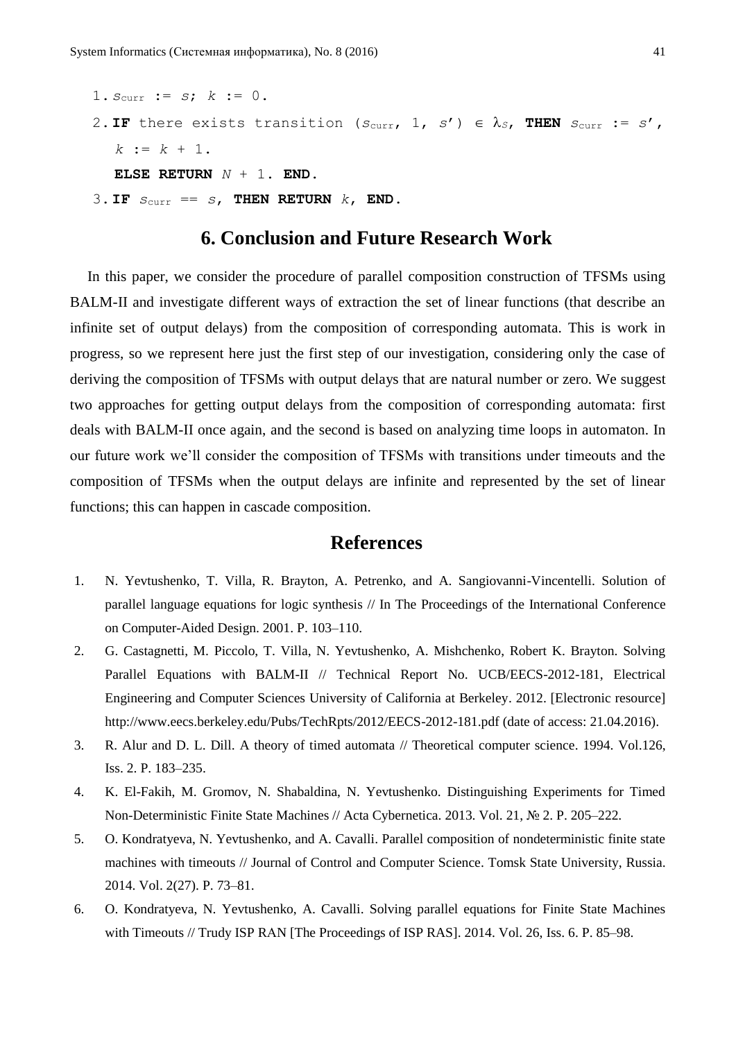1. $s_{\text{curr}}$ := $s$; $k$ := 0.
2. **IF** there exists transition ($s_{\text{curr}}$, 1, $s'$) $\in \lambda_S$, **THEN** $s_{\text{curr}}$ := $s'$, $k$ := $k$ + 1.
   **ELSE RETURN** $N$ + 1. **END.**
3. **IF** $s_{\text{curr}}$ == $s$, **THEN RETURN** $k$, **END.**

## 6. Conclusion and Future Research Work

In this paper, we consider the procedure of parallel composition construction of TFSMs using BALM-II and investigate different ways of extraction the set of linear functions (that describe an infinite set of output delays) from the composition of corresponding automata. This is work in progress, so we represent here just the first step of our investigation, considering only the case of deriving the composition of TFSMs with output delays that are natural number or zero. We suggest two approaches for getting output delays from the composition of corresponding automata: first deals with BALM-II once again, and the second is based on analyzing time loops in automaton. In our future work we'll consider the composition of TFSMs with transitions under timeouts and the composition of TFSMs when the output delays are infinite and represented by the set of linear functions; this can happen in cascade composition.

## References

1. N. Yevtushenko, T. Villa, R. Brayton, A. Petrenko, and A. Sangiovanni-Vincentelli. Solution of parallel language equations for logic synthesis // In The Proceedings of the International Conference on Computer-Aided Design. 2001. P. 103–110.
2. G. Castagnetti, M. Piccolo, T. Villa, N. Yevtushenko, A. Mishchenko, Robert K. Brayton. Solving Parallel Equations with BALM-II // Technical Report No. UCB/EECS-2012-181, Electrical Engineering and Computer Sciences University of California at Berkeley. 2012. [Electronic resource] http://www.eecs.berkeley.edu/Pubs/TechRpts/2012/EECS-2012-181.pdf (date of access: 21.04.2016).
3. R. Alur and D. L. Dill. A theory of timed automata // Theoretical computer science. 1994. Vol.126, Iss. 2. P. 183–235.
4. K. El-Fakih, M. Gromov, N. Shabaldina, N. Yevtushenko. Distinguishing Experiments for Timed Non-Deterministic Finite State Machines // Acta Cybernetica. 2013. Vol. 21, № 2. P. 205–222.
5. O. Kondratyeva, N. Yevtushenko, and A. Cavalli. Parallel composition of nondeterministic finite state machines with timeouts // Journal of Control and Computer Science. Tomsk State University, Russia. 2014. Vol. 2(27). P. 73–81.
6. O. Kondratyeva, N. Yevtushenko, A. Cavalli. Solving parallel equations for Finite State Machines with Timeouts // Trudy ISP RAN [The Proceedings of ISP RAS]. 2014. Vol. 26, Iss. 6. P. 85–98.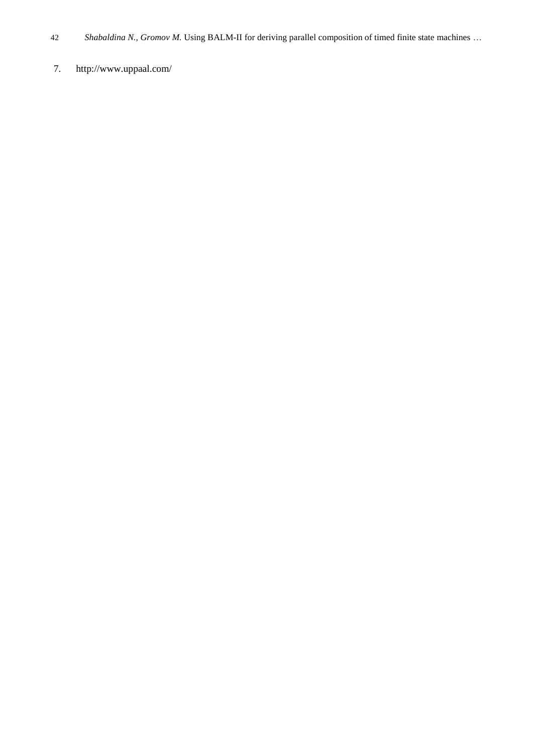7. http://www.uppaal.com/